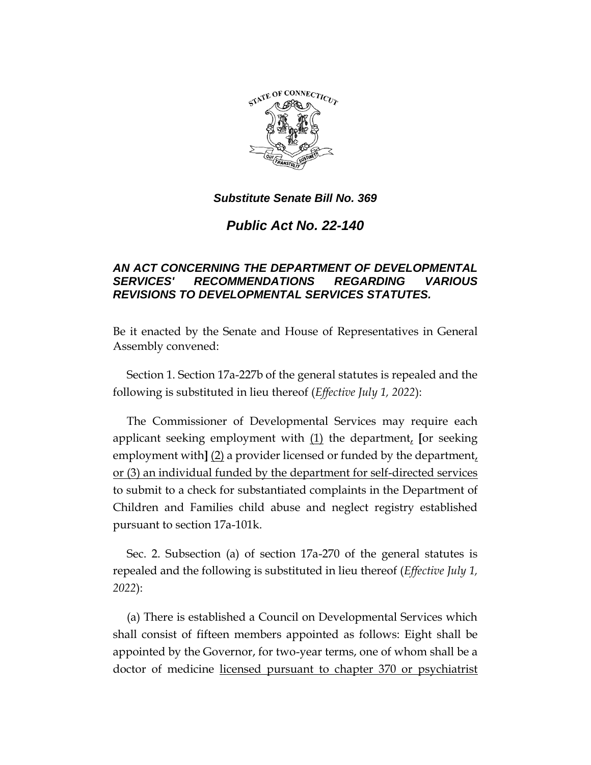*Substitute Senate Bill No. 369*

# *Public Act No. 22-140*

## *AN ACT CONCERNING THE DEPARTMENT OF DEVELOPMENTAL SERVICES' RECOMMENDATIONS REGARDING VARIOUS REVISIONS TO DEVELOPMENTAL SERVICES STATUTES.*

Be it enacted by the Senate and House of Representatives in General Assembly convened:

Section 1. Section 17a-227b of the general statutes is repealed and the following is substituted in lieu thereof (*Effective July 1, 2022*):

The Commissioner of Developmental Services may require each applicant seeking employment with <u>(1)</u> the department<u>,</u> **[**or seeking employment with**]** <u>(2)</u> a provider licensed or funded by the department<u>, or (3) an individual funded by the department for self-directed services</u> to submit to a check for substantiated complaints in the Department of Children and Families child abuse and neglect registry established pursuant to section 17a-101k.

Sec. 2. Subsection (a) of section 17a-270 of the general statutes is repealed and the following is substituted in lieu thereof (*Effective July 1, 2022*):

(a) There is established a Council on Developmental Services which shall consist of fifteen members appointed as follows: Eight shall be appointed by the Governor, for two-year terms, one of whom shall be a doctor of medicine <u>licensed pursuant to chapter 370 or psychiatrist</u>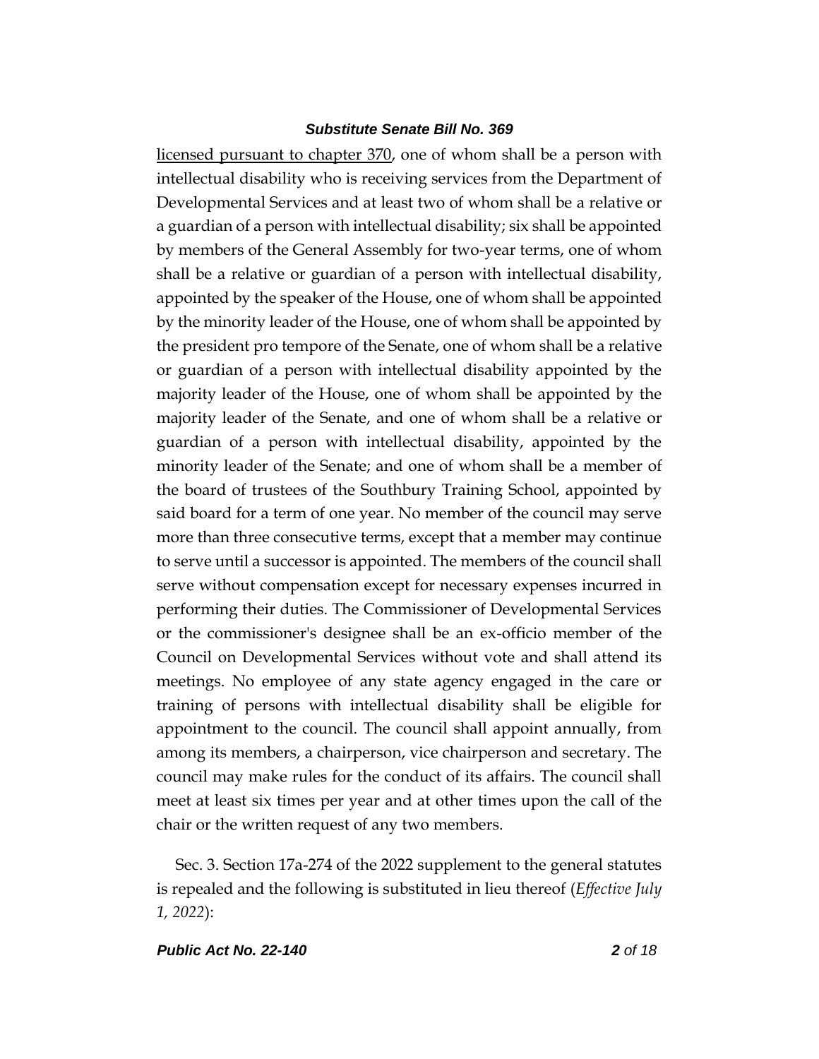licensed pursuant to chapter 370, one of whom shall be a person with intellectual disability who is receiving services from the Department of Developmental Services and at least two of whom shall be a relative or a guardian of a person with intellectual disability; six shall be appointed by members of the General Assembly for two-year terms, one of whom shall be a relative or guardian of a person with intellectual disability, appointed by the speaker of the House, one of whom shall be appointed by the minority leader of the House, one of whom shall be appointed by the president pro tempore of the Senate, one of whom shall be a relative or guardian of a person with intellectual disability appointed by the majority leader of the House, one of whom shall be appointed by the majority leader of the Senate, and one of whom shall be a relative or guardian of a person with intellectual disability, appointed by the minority leader of the Senate; and one of whom shall be a member of the board of trustees of the Southbury Training School, appointed by said board for a term of one year. No member of the council may serve more than three consecutive terms, except that a member may continue to serve until a successor is appointed. The members of the council shall serve without compensation except for necessary expenses incurred in performing their duties. The Commissioner of Developmental Services or the commissioner's designee shall be an ex-officio member of the Council on Developmental Services without vote and shall attend its meetings. No employee of any state agency engaged in the care or training of persons with intellectual disability shall be eligible for appointment to the council. The council shall appoint annually, from among its members, a chairperson, vice chairperson and secretary. The council may make rules for the conduct of its affairs. The council shall meet at least six times per year and at other times upon the call of the chair or the written request of any two members.

Sec. 3. Section 17a-274 of the 2022 supplement to the general statutes is repealed and the following is substituted in lieu thereof (*Effective July 1, 2022*):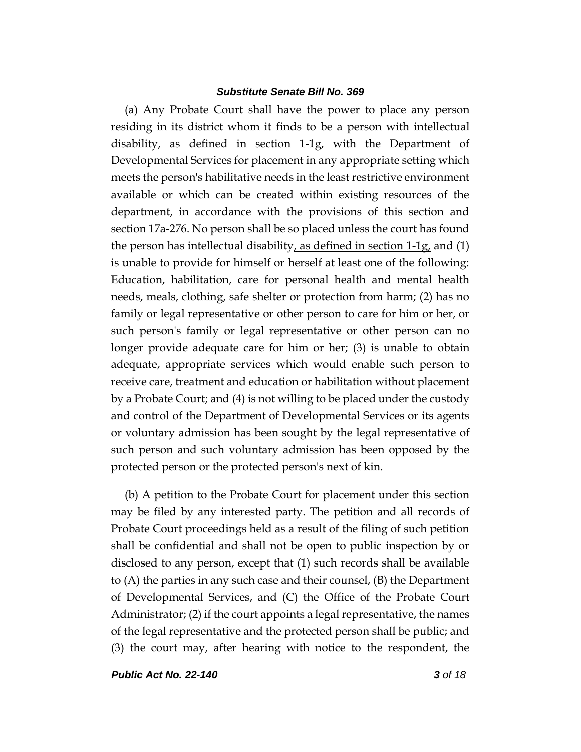(a) Any Probate Court shall have the power to place any person residing in its district whom it finds to be a person with intellectual disability, as defined in section 1-1g, with the Department of Developmental Services for placement in any appropriate setting which meets the person's habilitative needs in the least restrictive environment available or which can be created within existing resources of the department, in accordance with the provisions of this section and section 17a-276. No person shall be so placed unless the court has found the person has intellectual disability, as defined in section 1-1g, and (1) is unable to provide for himself or herself at least one of the following: Education, habilitation, care for personal health and mental health needs, meals, clothing, safe shelter or protection from harm; (2) has no family or legal representative or other person to care for him or her, or such person's family or legal representative or other person can no longer provide adequate care for him or her; (3) is unable to obtain adequate, appropriate services which would enable such person to receive care, treatment and education or habilitation without placement by a Probate Court; and (4) is not willing to be placed under the custody and control of the Department of Developmental Services or its agents or voluntary admission has been sought by the legal representative of such person and such voluntary admission has been opposed by the protected person or the protected person's next of kin.

(b) A petition to the Probate Court for placement under this section may be filed by any interested party. The petition and all records of Probate Court proceedings held as a result of the filing of such petition shall be confidential and shall not be open to public inspection by or disclosed to any person, except that (1) such records shall be available to (A) the parties in any such case and their counsel, (B) the Department of Developmental Services, and (C) the Office of the Probate Court Administrator; (2) if the court appoints a legal representative, the names of the legal representative and the protected person shall be public; and (3) the court may, after hearing with notice to the respondent, the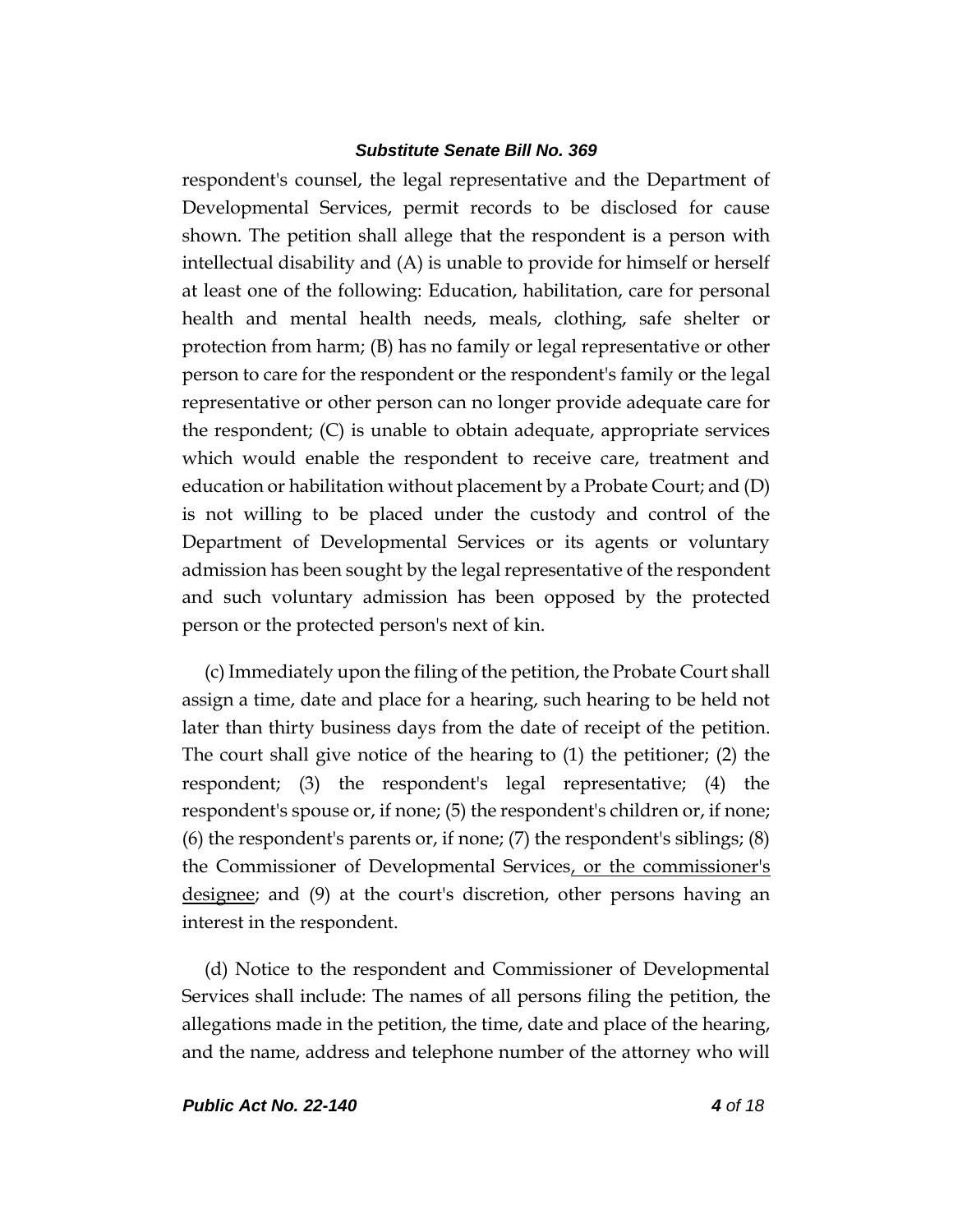respondent's counsel, the legal representative and the Department of Developmental Services, permit records to be disclosed for cause shown. The petition shall allege that the respondent is a person with intellectual disability and (A) is unable to provide for himself or herself at least one of the following: Education, habilitation, care for personal health and mental health needs, meals, clothing, safe shelter or protection from harm; (B) has no family or legal representative or other person to care for the respondent or the respondent's family or the legal representative or other person can no longer provide adequate care for the respondent; (C) is unable to obtain adequate, appropriate services which would enable the respondent to receive care, treatment and education or habilitation without placement by a Probate Court; and (D) is not willing to be placed under the custody and control of the Department of Developmental Services or its agents or voluntary admission has been sought by the legal representative of the respondent and such voluntary admission has been opposed by the protected person or the protected person's next of kin.

(c) Immediately upon the filing of the petition, the Probate Court shall assign a time, date and place for a hearing, such hearing to be held not later than thirty business days from the date of receipt of the petition. The court shall give notice of the hearing to (1) the petitioner; (2) the respondent; (3) the respondent's legal representative; (4) the respondent's spouse or, if none; (5) the respondent's children or, if none; (6) the respondent's parents or, if none; (7) the respondent's siblings; (8) the Commissioner of Developmental Services<u>, or the commissioner's designee</u>; and (9) at the court's discretion, other persons having an interest in the respondent.

(d) Notice to the respondent and Commissioner of Developmental Services shall include: The names of all persons filing the petition, the allegations made in the petition, the time, date and place of the hearing, and the name, address and telephone number of the attorney who will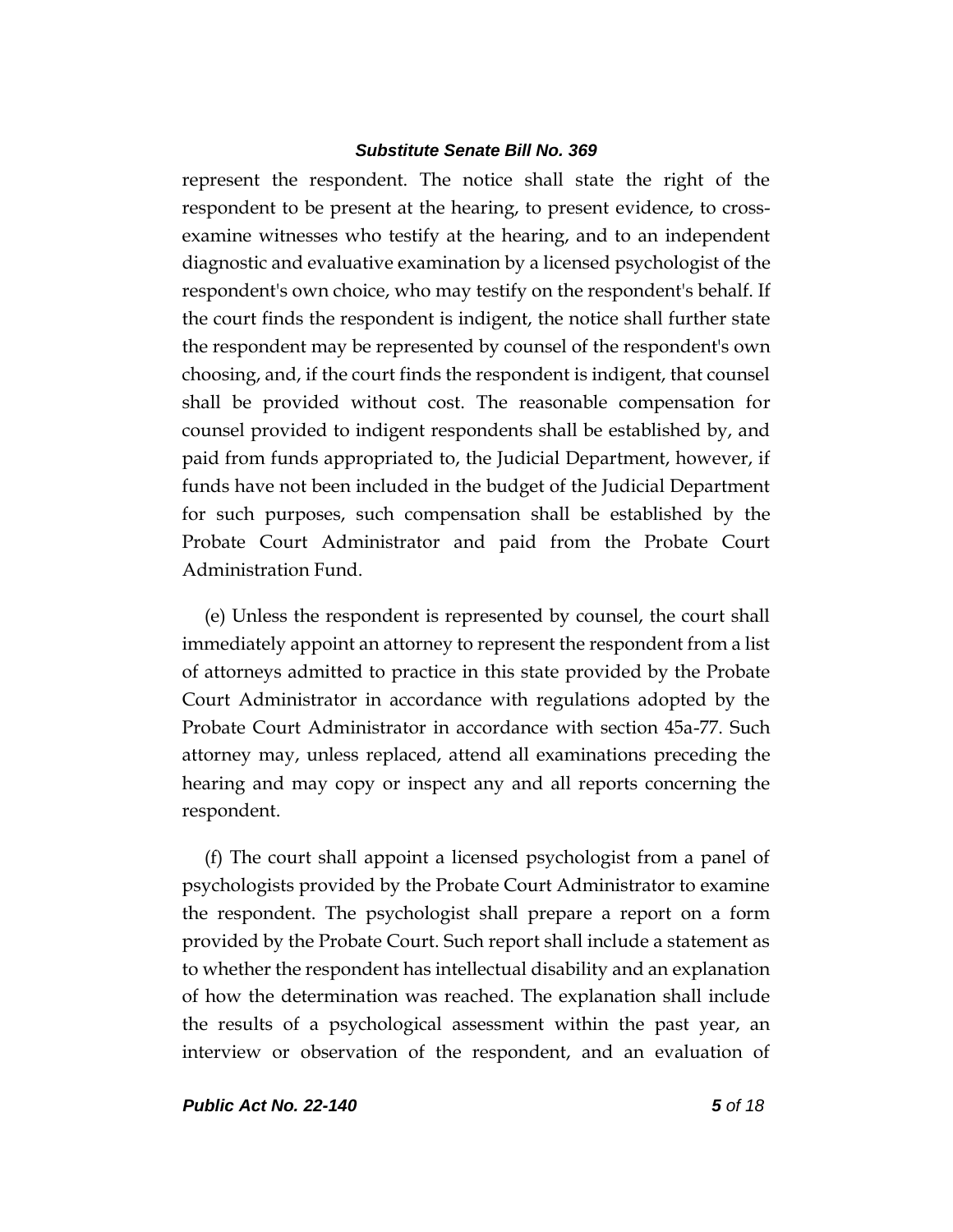represent the respondent. The notice shall state the right of the respondent to be present at the hearing, to present evidence, to cross-examine witnesses who testify at the hearing, and to an independent diagnostic and evaluative examination by a licensed psychologist of the respondent's own choice, who may testify on the respondent's behalf. If the court finds the respondent is indigent, the notice shall further state the respondent may be represented by counsel of the respondent's own choosing, and, if the court finds the respondent is indigent, that counsel shall be provided without cost. The reasonable compensation for counsel provided to indigent respondents shall be established by, and paid from funds appropriated to, the Judicial Department, however, if funds have not been included in the budget of the Judicial Department for such purposes, such compensation shall be established by the Probate Court Administrator and paid from the Probate Court Administration Fund.

(e) Unless the respondent is represented by counsel, the court shall immediately appoint an attorney to represent the respondent from a list of attorneys admitted to practice in this state provided by the Probate Court Administrator in accordance with regulations adopted by the Probate Court Administrator in accordance with section 45a-77. Such attorney may, unless replaced, attend all examinations preceding the hearing and may copy or inspect any and all reports concerning the respondent.

(f) The court shall appoint a licensed psychologist from a panel of psychologists provided by the Probate Court Administrator to examine the respondent. The psychologist shall prepare a report on a form provided by the Probate Court. Such report shall include a statement as to whether the respondent has intellectual disability and an explanation of how the determination was reached. The explanation shall include the results of a psychological assessment within the past year, an interview or observation of the respondent, and an evaluation of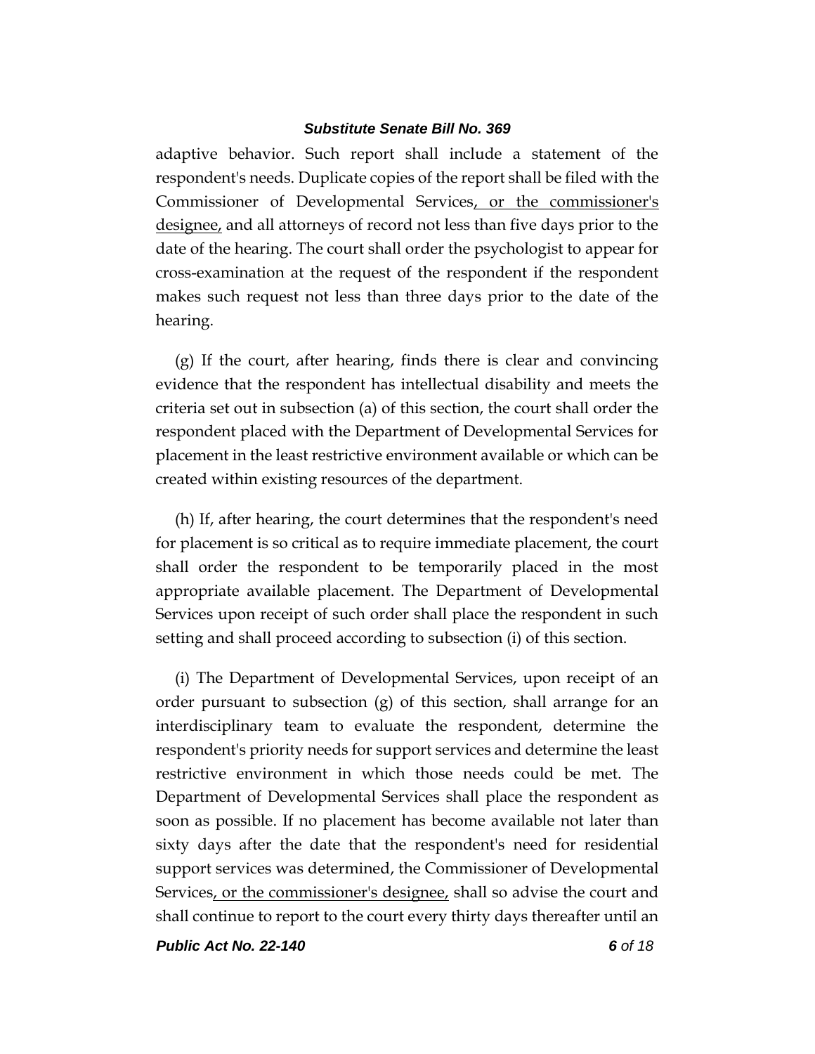adaptive behavior. Such report shall include a statement of the respondent's needs. Duplicate copies of the report shall be filed with the Commissioner of Developmental Services, or the commissioner's designee, and all attorneys of record not less than five days prior to the date of the hearing. The court shall order the psychologist to appear for cross-examination at the request of the respondent if the respondent makes such request not less than three days prior to the date of the hearing.

(g) If the court, after hearing, finds there is clear and convincing evidence that the respondent has intellectual disability and meets the criteria set out in subsection (a) of this section, the court shall order the respondent placed with the Department of Developmental Services for placement in the least restrictive environment available or which can be created within existing resources of the department.

(h) If, after hearing, the court determines that the respondent's need for placement is so critical as to require immediate placement, the court shall order the respondent to be temporarily placed in the most appropriate available placement. The Department of Developmental Services upon receipt of such order shall place the respondent in such setting and shall proceed according to subsection (i) of this section.

(i) The Department of Developmental Services, upon receipt of an order pursuant to subsection (g) of this section, shall arrange for an interdisciplinary team to evaluate the respondent, determine the respondent's priority needs for support services and determine the least restrictive environment in which those needs could be met. The Department of Developmental Services shall place the respondent as soon as possible. If no placement has become available not later than sixty days after the date that the respondent's need for residential support services was determined, the Commissioner of Developmental Services, or the commissioner's designee, shall so advise the court and shall continue to report to the court every thirty days thereafter until an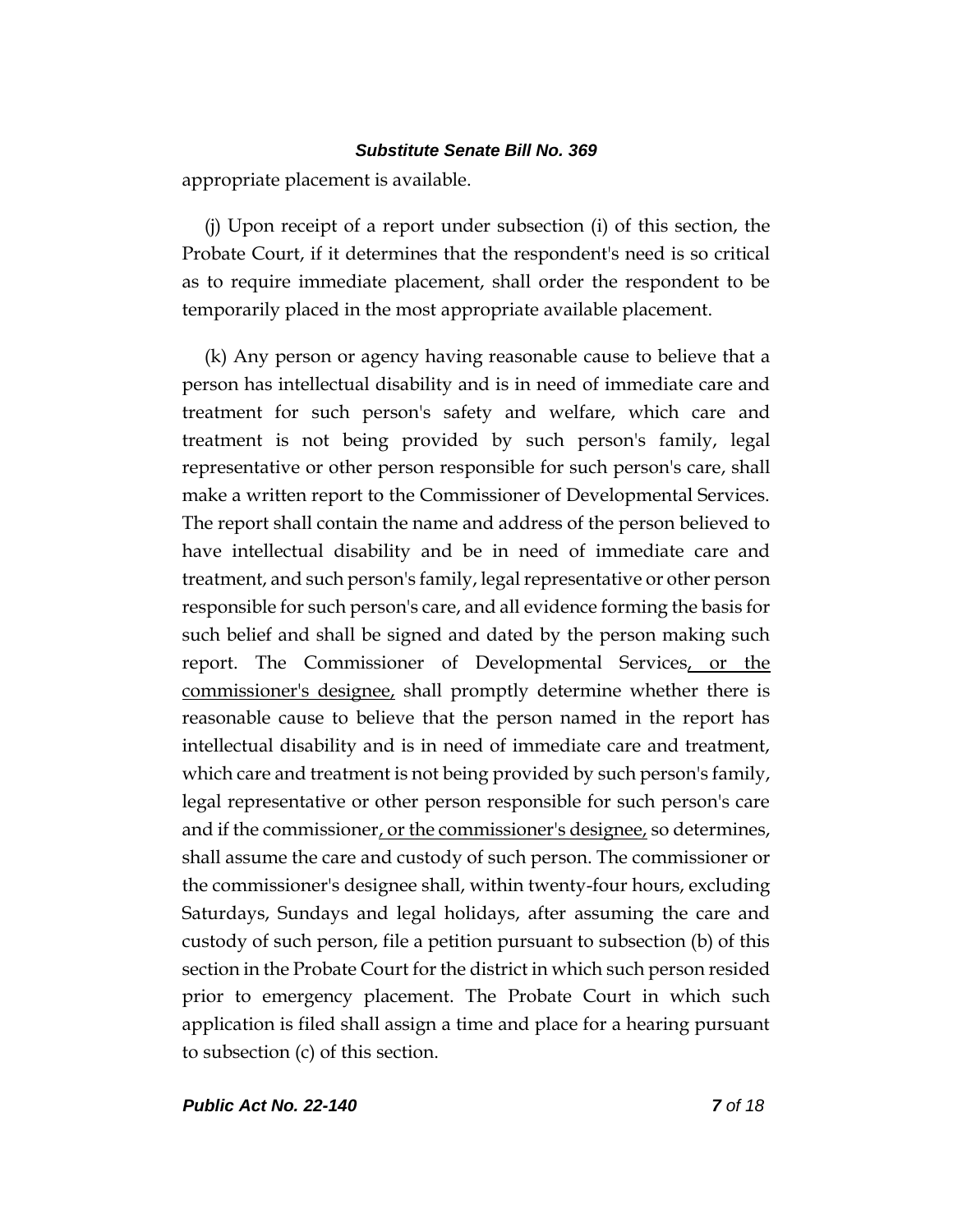appropriate placement is available.

(j) Upon receipt of a report under subsection (i) of this section, the Probate Court, if it determines that the respondent's need is so critical as to require immediate placement, shall order the respondent to be temporarily placed in the most appropriate available placement.

(k) Any person or agency having reasonable cause to believe that a person has intellectual disability and is in need of immediate care and treatment for such person's safety and welfare, which care and treatment is not being provided by such person's family, legal representative or other person responsible for such person's care, shall make a written report to the Commissioner of Developmental Services. The report shall contain the name and address of the person believed to have intellectual disability and be in need of immediate care and treatment, and such person's family, legal representative or other person responsible for such person's care, and all evidence forming the basis for such belief and shall be signed and dated by the person making such report. The Commissioner of Developmental Services, or the commissioner's designee, shall promptly determine whether there is reasonable cause to believe that the person named in the report has intellectual disability and is in need of immediate care and treatment, which care and treatment is not being provided by such person's family, legal representative or other person responsible for such person's care and if the commissioner, or the commissioner's designee, so determines, shall assume the care and custody of such person. The commissioner or the commissioner's designee shall, within twenty-four hours, excluding Saturdays, Sundays and legal holidays, after assuming the care and custody of such person, file a petition pursuant to subsection (b) of this section in the Probate Court for the district in which such person resided prior to emergency placement. The Probate Court in which such application is filed shall assign a time and place for a hearing pursuant to subsection (c) of this section.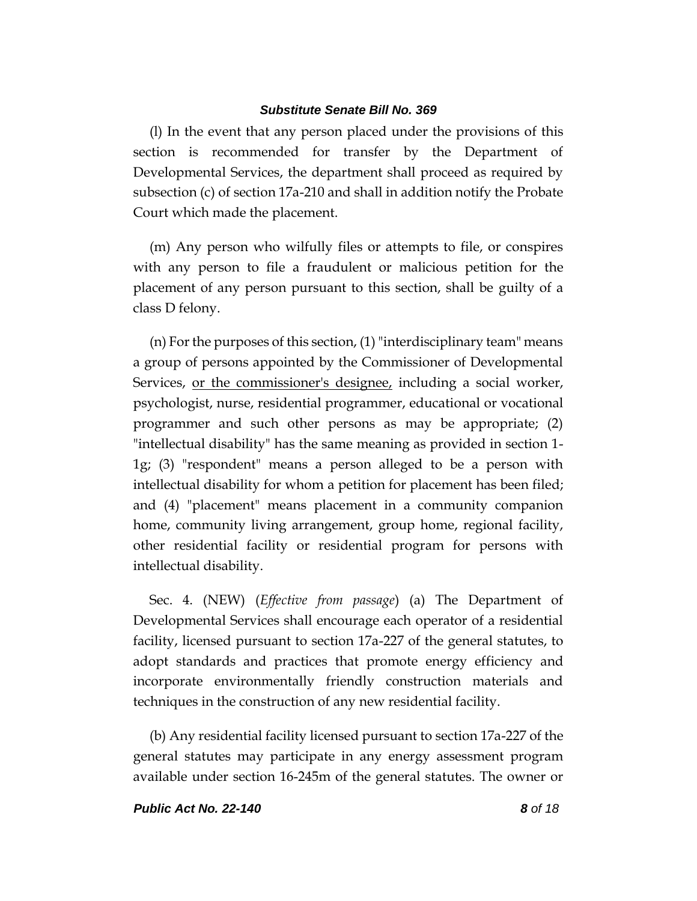(l) In the event that any person placed under the provisions of this section is recommended for transfer by the Department of Developmental Services, the department shall proceed as required by subsection (c) of section 17a-210 and shall in addition notify the Probate Court which made the placement.

(m) Any person who wilfully files or attempts to file, or conspires with any person to file a fraudulent or malicious petition for the placement of any person pursuant to this section, shall be guilty of a class D felony.

(n) For the purposes of this section, (1) "interdisciplinary team" means a group of persons appointed by the Commissioner of Developmental Services, <u>or the commissioner's designee,</u> including a social worker, psychologist, nurse, residential programmer, educational or vocational programmer and such other persons as may be appropriate; (2) "intellectual disability" has the same meaning as provided in section 1-1g; (3) "respondent" means a person alleged to be a person with intellectual disability for whom a petition for placement has been filed; and (4) "placement" means placement in a community companion home, community living arrangement, group home, regional facility, other residential facility or residential program for persons with intellectual disability.

Sec. 4. (NEW) (*Effective from passage*) (a) The Department of Developmental Services shall encourage each operator of a residential facility, licensed pursuant to section 17a-227 of the general statutes, to adopt standards and practices that promote energy efficiency and incorporate environmentally friendly construction materials and techniques in the construction of any new residential facility.

(b) Any residential facility licensed pursuant to section 17a-227 of the general statutes may participate in any energy assessment program available under section 16-245m of the general statutes. The owner or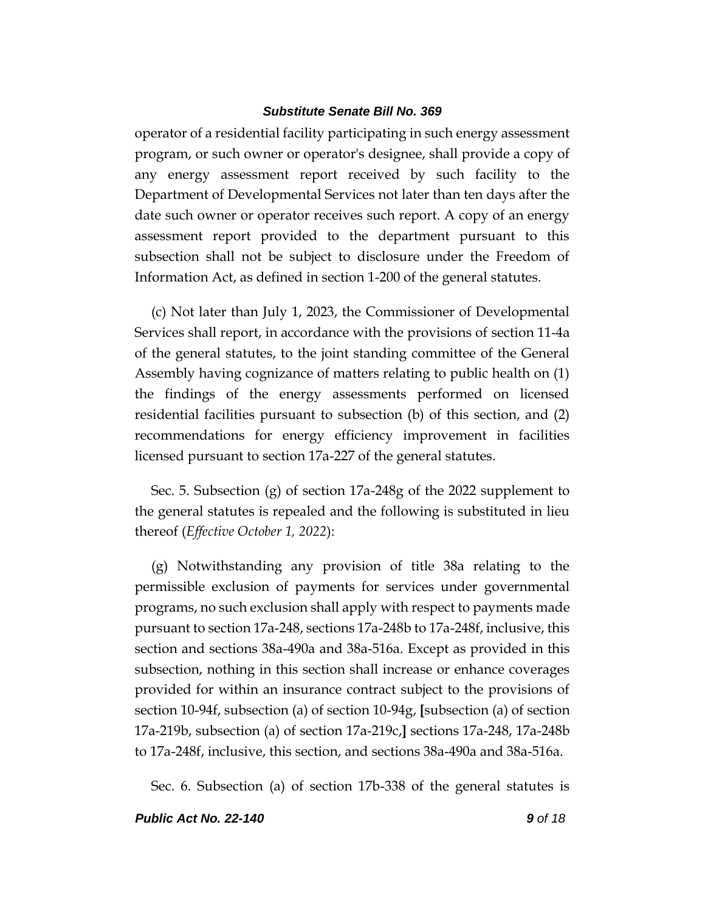operator of a residential facility participating in such energy assessment program, or such owner or operator's designee, shall provide a copy of any energy assessment report received by such facility to the Department of Developmental Services not later than ten days after the date such owner or operator receives such report. A copy of an energy assessment report provided to the department pursuant to this subsection shall not be subject to disclosure under the Freedom of Information Act, as defined in section 1-200 of the general statutes.

(c) Not later than July 1, 2023, the Commissioner of Developmental Services shall report, in accordance with the provisions of section 11-4a of the general statutes, to the joint standing committee of the General Assembly having cognizance of matters relating to public health on (1) the findings of the energy assessments performed on licensed residential facilities pursuant to subsection (b) of this section, and (2) recommendations for energy efficiency improvement in facilities licensed pursuant to section 17a-227 of the general statutes.

Sec. 5. Subsection (g) of section 17a-248g of the 2022 supplement to the general statutes is repealed and the following is substituted in lieu thereof (*Effective October 1, 2022*):

(g) Notwithstanding any provision of title 38a relating to the permissible exclusion of payments for services under governmental programs, no such exclusion shall apply with respect to payments made pursuant to section 17a-248, sections 17a-248b to 17a-248f, inclusive, this section and sections 38a-490a and 38a-516a. Except as provided in this subsection, nothing in this section shall increase or enhance coverages provided for within an insurance contract subject to the provisions of section 10-94f, subsection (a) of section 10-94g, **[**subsection (a) of section 17a-219b, subsection (a) of section 17a-219c,**]** sections 17a-248, 17a-248b to 17a-248f, inclusive, this section, and sections 38a-490a and 38a-516a.

Sec. 6. Subsection (a) of section 17b-338 of the general statutes is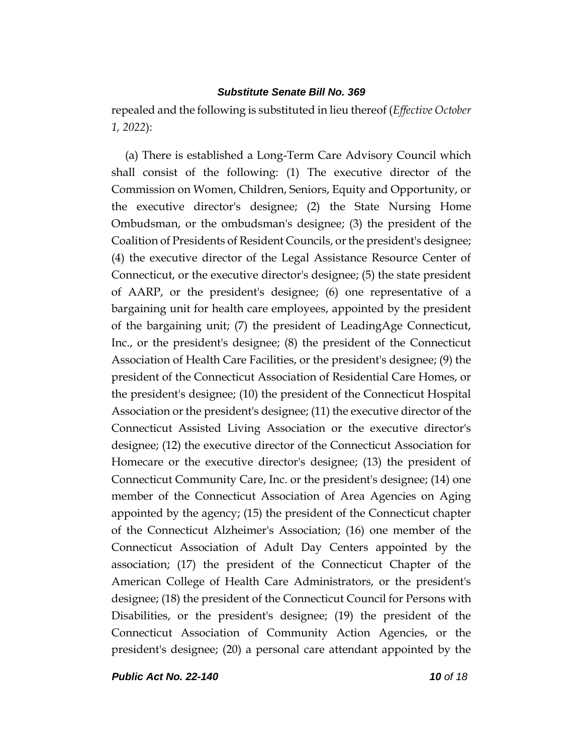repealed and the following is substituted in lieu thereof (*Effective October 1, 2022*):

(a) There is established a Long-Term Care Advisory Council which shall consist of the following: (1) The executive director of the Commission on Women, Children, Seniors, Equity and Opportunity, or the executive director's designee; (2) the State Nursing Home Ombudsman, or the ombudsman's designee; (3) the president of the Coalition of Presidents of Resident Councils, or the president's designee; (4) the executive director of the Legal Assistance Resource Center of Connecticut, or the executive director's designee; (5) the state president of AARP, or the president's designee; (6) one representative of a bargaining unit for health care employees, appointed by the president of the bargaining unit; (7) the president of LeadingAge Connecticut, Inc., or the president's designee; (8) the president of the Connecticut Association of Health Care Facilities, or the president's designee; (9) the president of the Connecticut Association of Residential Care Homes, or the president's designee; (10) the president of the Connecticut Hospital Association or the president's designee; (11) the executive director of the Connecticut Assisted Living Association or the executive director's designee; (12) the executive director of the Connecticut Association for Homecare or the executive director's designee; (13) the president of Connecticut Community Care, Inc. or the president's designee; (14) one member of the Connecticut Association of Area Agencies on Aging appointed by the agency; (15) the president of the Connecticut chapter of the Connecticut Alzheimer's Association; (16) one member of the Connecticut Association of Adult Day Centers appointed by the association; (17) the president of the Connecticut Chapter of the American College of Health Care Administrators, or the president's designee; (18) the president of the Connecticut Council for Persons with Disabilities, or the president's designee; (19) the president of the Connecticut Association of Community Action Agencies, or the president's designee; (20) a personal care attendant appointed by the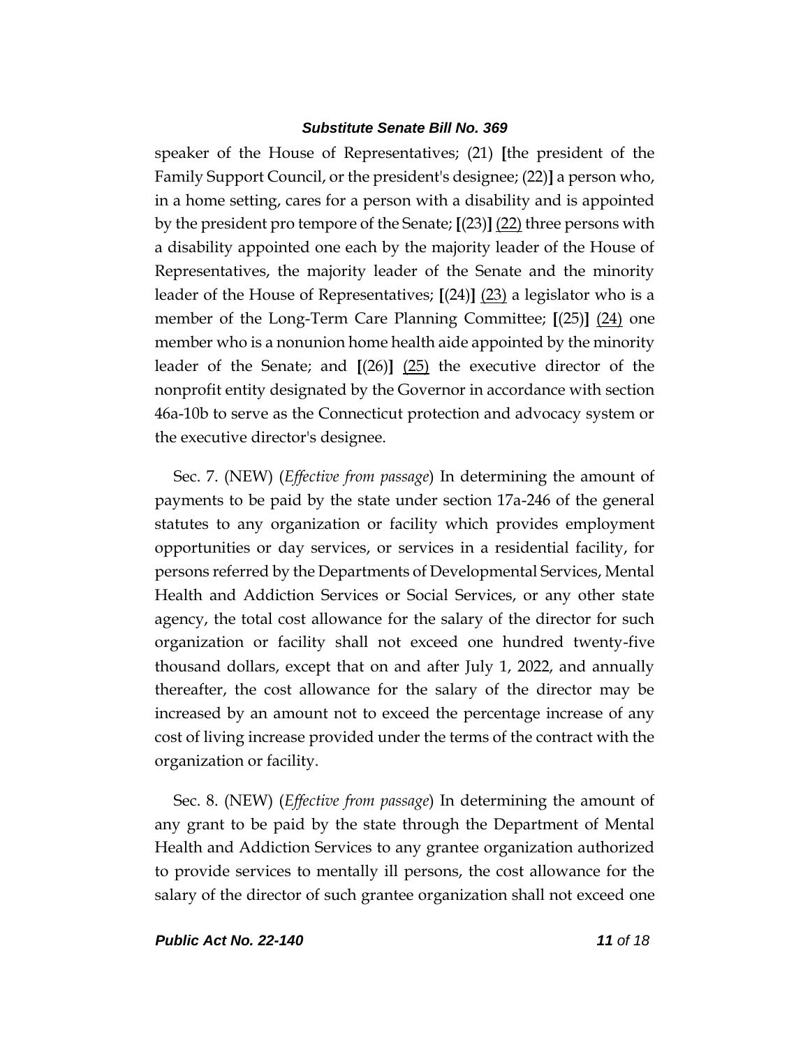speaker of the House of Representatives; (21) **[**the president of the Family Support Council, or the president's designee; (22)**]** a person who, in a home setting, cares for a person with a disability and is appointed by the president pro tempore of the Senate; **[**(23)**]** <u>(22)</u> three persons with a disability appointed one each by the majority leader of the House of Representatives, the majority leader of the Senate and the minority leader of the House of Representatives; **[**(24)**]** <u>(23)</u> a legislator who is a member of the Long-Term Care Planning Committee; **[**(25)**]** <u>(24)</u> one member who is a nonunion home health aide appointed by the minority leader of the Senate; and **[**(26)**]** <u>(25)</u> the executive director of the nonprofit entity designated by the Governor in accordance with section 46a-10b to serve as the Connecticut protection and advocacy system or the executive director's designee.

Sec. 7. (NEW) (*Effective from passage*) In determining the amount of payments to be paid by the state under section 17a-246 of the general statutes to any organization or facility which provides employment opportunities or day services, or services in a residential facility, for persons referred by the Departments of Developmental Services, Mental Health and Addiction Services or Social Services, or any other state agency, the total cost allowance for the salary of the director for such organization or facility shall not exceed one hundred twenty-five thousand dollars, except that on and after July 1, 2022, and annually thereafter, the cost allowance for the salary of the director may be increased by an amount not to exceed the percentage increase of any cost of living increase provided under the terms of the contract with the organization or facility.

Sec. 8. (NEW) (*Effective from passage*) In determining the amount of any grant to be paid by the state through the Department of Mental Health and Addiction Services to any grantee organization authorized to provide services to mentally ill persons, the cost allowance for the salary of the director of such grantee organization shall not exceed one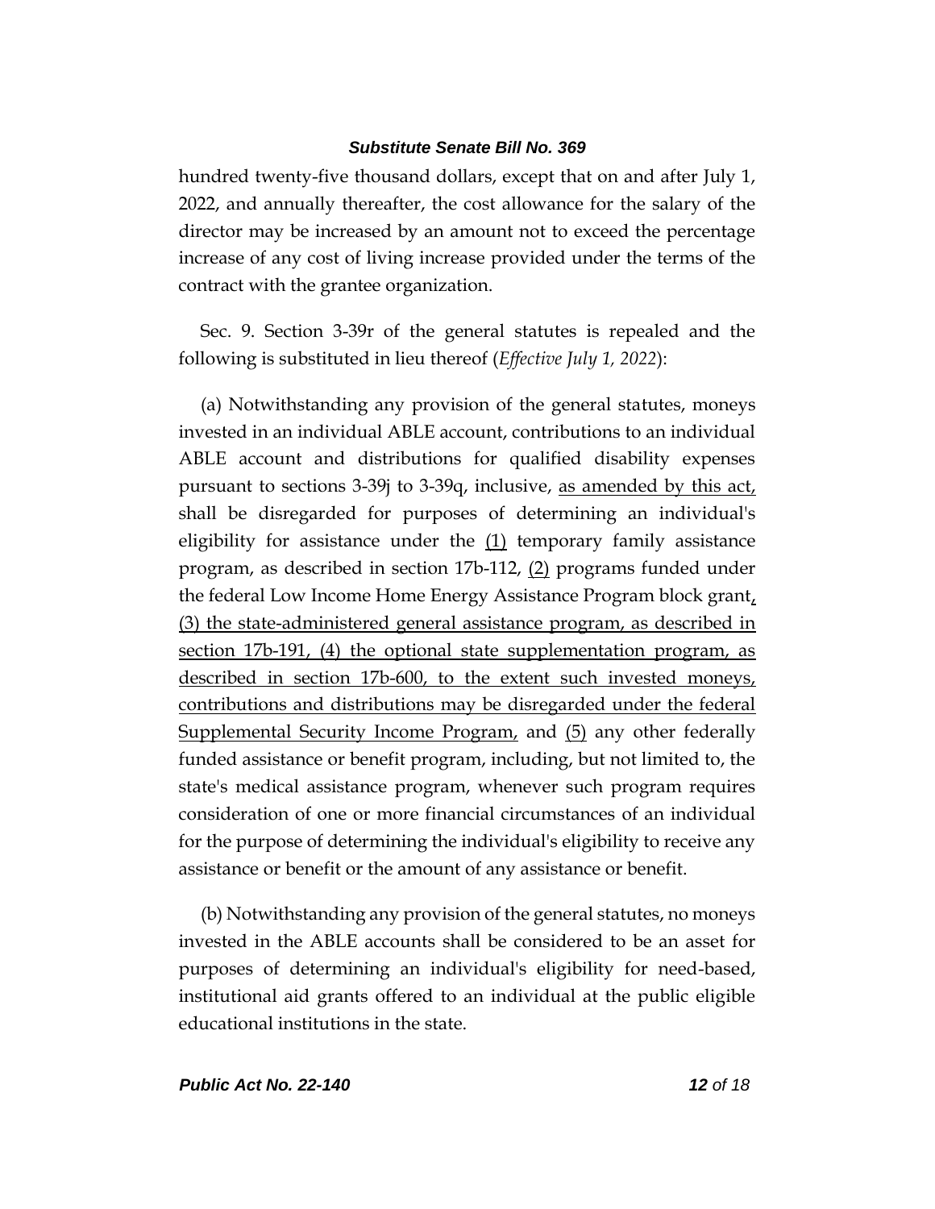hundred twenty-five thousand dollars, except that on and after July 1, 2022, and annually thereafter, the cost allowance for the salary of the director may be increased by an amount not to exceed the percentage increase of any cost of living increase provided under the terms of the contract with the grantee organization.

Sec. 9. Section 3-39r of the general statutes is repealed and the following is substituted in lieu thereof (*Effective July 1, 2022*):

(a) Notwithstanding any provision of the general statutes, moneys invested in an individual ABLE account, contributions to an individual ABLE account and distributions for qualified disability expenses pursuant to sections 3-39j to 3-39q, inclusive, <u>as amended by this act,</u> shall be disregarded for purposes of determining an individual's eligibility for assistance under the <u>(1)</u> temporary family assistance program, as described in section 17b-112, <u>(2)</u> programs funded under the federal Low Income Home Energy Assistance Program block grant<u>, (3) the state-administered general assistance program, as described in section 17b-191, (4) the optional state supplementation program, as described in section 17b-600, to the extent such invested moneys, contributions and distributions may be disregarded under the federal Supplemental Security Income Program,</u> and <u>(5)</u> any other federally funded assistance or benefit program, including, but not limited to, the state's medical assistance program, whenever such program requires consideration of one or more financial circumstances of an individual for the purpose of determining the individual's eligibility to receive any assistance or benefit or the amount of any assistance or benefit.

(b) Notwithstanding any provision of the general statutes, no moneys invested in the ABLE accounts shall be considered to be an asset for purposes of determining an individual's eligibility for need-based, institutional aid grants offered to an individual at the public eligible educational institutions in the state.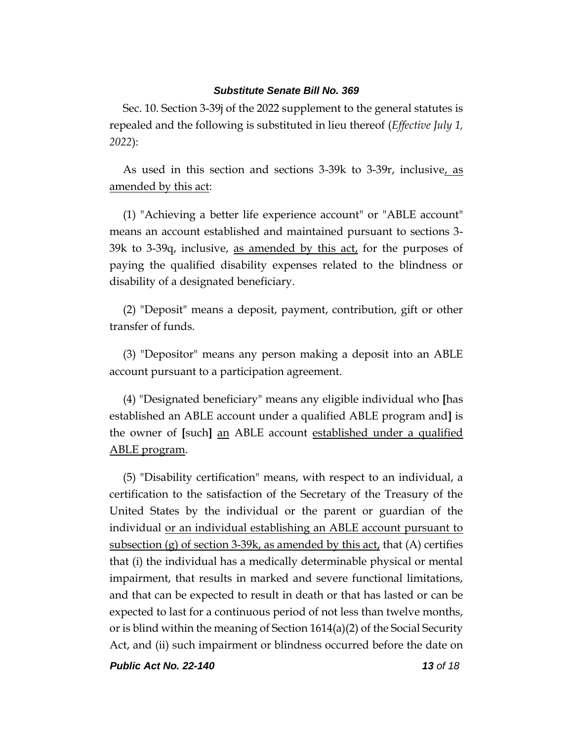Sec. 10. Section 3-39j of the 2022 supplement to the general statutes is repealed and the following is substituted in lieu thereof (*Effective July 1, 2022*):

As used in this section and sections 3-39k to 3-39r, inclusive<u>, as amended by this act</u>:

(1) "Achieving a better life experience account" or "ABLE account" means an account established and maintained pursuant to sections 3-39k to 3-39q, inclusive, <u>as amended by this act,</u> for the purposes of paying the qualified disability expenses related to the blindness or disability of a designated beneficiary.

(2) "Deposit" means a deposit, payment, contribution, gift or other transfer of funds.

(3) "Depositor" means any person making a deposit into an ABLE account pursuant to a participation agreement.

(4) "Designated beneficiary" means any eligible individual who **[**has established an ABLE account under a qualified ABLE program and**]** is the owner of **[**such**]** <u>an</u> ABLE account <u>established under a qualified ABLE program</u>.

(5) "Disability certification" means, with respect to an individual, a certification to the satisfaction of the Secretary of the Treasury of the United States by the individual or the parent or guardian of the individual <u>or an individual establishing an ABLE account pursuant to subsection (g) of section 3-39k, as amended by this act,</u> that (A) certifies that (i) the individual has a medically determinable physical or mental impairment, that results in marked and severe functional limitations, and that can be expected to result in death or that has lasted or can be expected to last for a continuous period of not less than twelve months, or is blind within the meaning of Section 1614(a)(2) of the Social Security Act, and (ii) such impairment or blindness occurred before the date on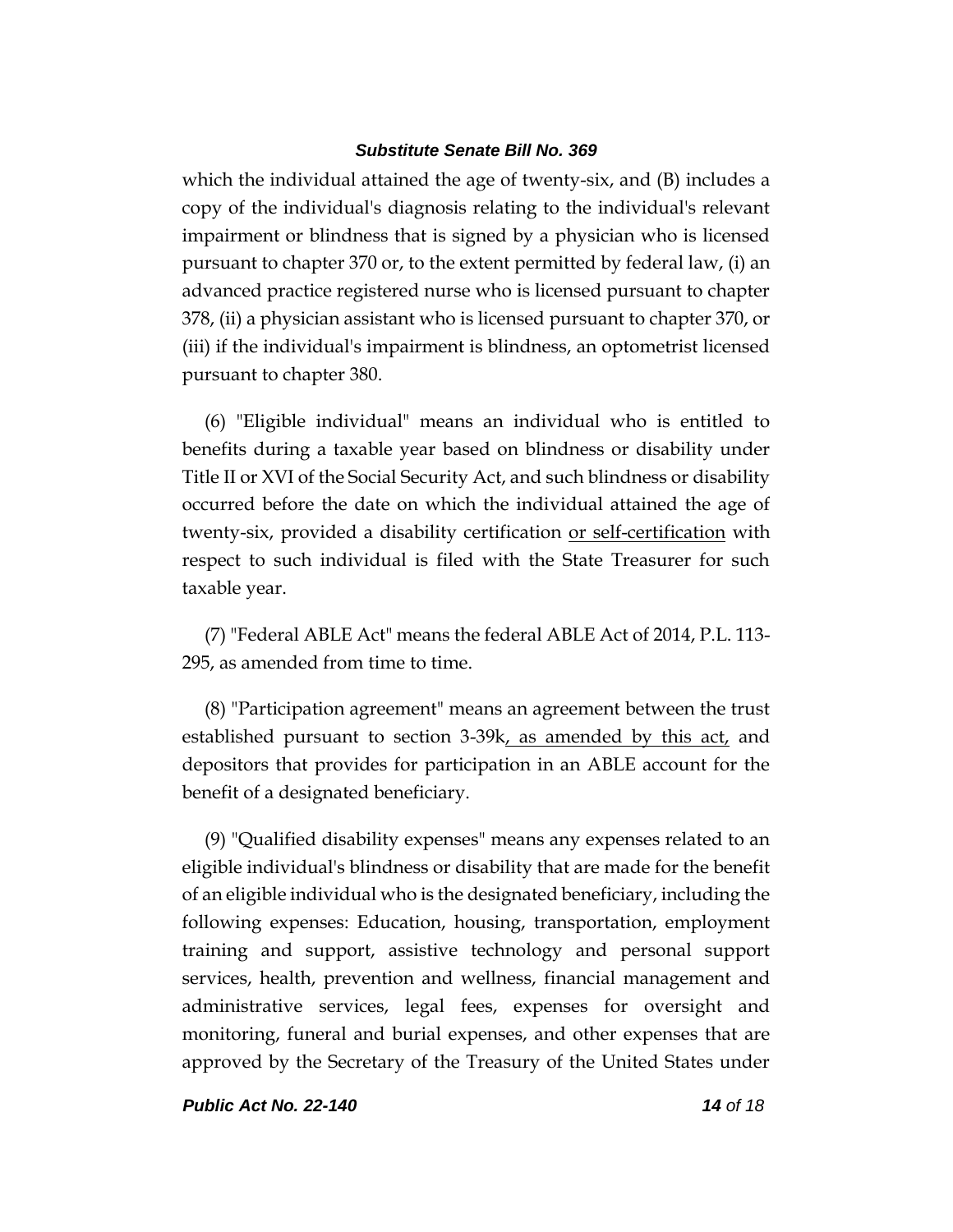which the individual attained the age of twenty-six, and (B) includes a copy of the individual's diagnosis relating to the individual's relevant impairment or blindness that is signed by a physician who is licensed pursuant to chapter 370 or, to the extent permitted by federal law, (i) an advanced practice registered nurse who is licensed pursuant to chapter 378, (ii) a physician assistant who is licensed pursuant to chapter 370, or (iii) if the individual's impairment is blindness, an optometrist licensed pursuant to chapter 380.

(6) "Eligible individual" means an individual who is entitled to benefits during a taxable year based on blindness or disability under Title II or XVI of the Social Security Act, and such blindness or disability occurred before the date on which the individual attained the age of twenty-six, provided a disability certification <u>or self-certification</u> with respect to such individual is filed with the State Treasurer for such taxable year.

(7) "Federal ABLE Act" means the federal ABLE Act of 2014, P.L. 113-295, as amended from time to time.

(8) "Participation agreement" means an agreement between the trust established pursuant to section 3-39k<u>, as amended by this act,</u> and depositors that provides for participation in an ABLE account for the benefit of a designated beneficiary.

(9) "Qualified disability expenses" means any expenses related to an eligible individual's blindness or disability that are made for the benefit of an eligible individual who is the designated beneficiary, including the following expenses: Education, housing, transportation, employment training and support, assistive technology and personal support services, health, prevention and wellness, financial management and administrative services, legal fees, expenses for oversight and monitoring, funeral and burial expenses, and other expenses that are approved by the Secretary of the Treasury of the United States under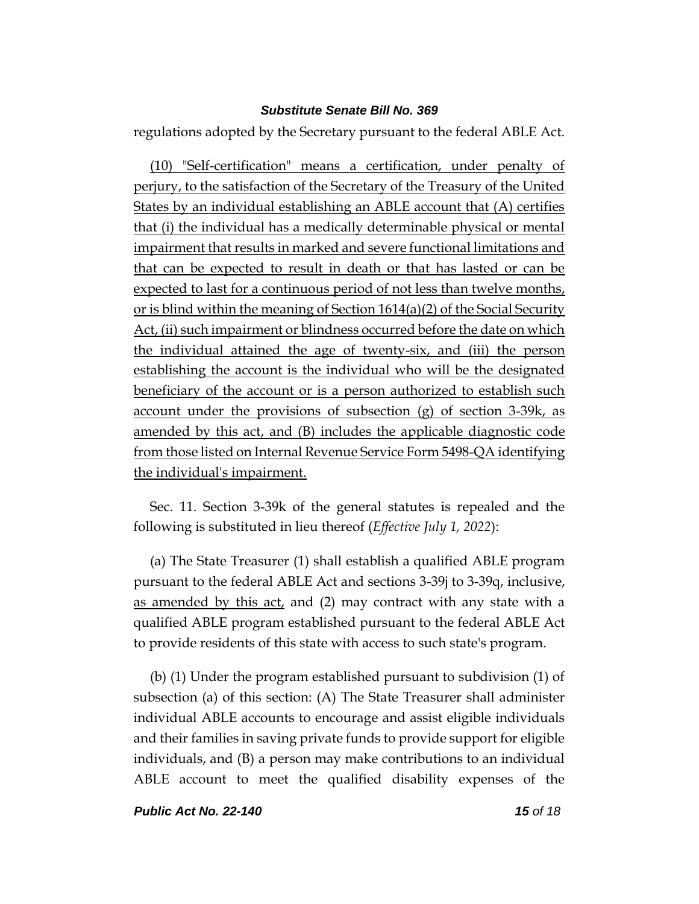regulations adopted by the Secretary pursuant to the federal ABLE Act.

<u>(10) "Self-certification" means a certification, under penalty of perjury, to the satisfaction of the Secretary of the Treasury of the United States by an individual establishing an ABLE account that (A) certifies that (i) the individual has a medically determinable physical or mental impairment that results in marked and severe functional limitations and that can be expected to result in death or that has lasted or can be expected to last for a continuous period of not less than twelve months, or is blind within the meaning of Section 1614(a)(2) of the Social Security Act, (ii) such impairment or blindness occurred before the date on which the individual attained the age of twenty-six, and (iii) the person establishing the account is the individual who will be the designated beneficiary of the account or is a person authorized to establish such account under the provisions of subsection (g) of section 3-39k, as amended by this act, and (B) includes the applicable diagnostic code from those listed on Internal Revenue Service Form 5498-QA identifying the individual's impairment.</u>

Sec. 11. Section 3-39k of the general statutes is repealed and the following is substituted in lieu thereof (*Effective July 1, 2022*):

(a) The State Treasurer (1) shall establish a qualified ABLE program pursuant to the federal ABLE Act and sections 3-39j to 3-39q, inclusive, <u>as amended by this act,</u> and (2) may contract with any state with a qualified ABLE program established pursuant to the federal ABLE Act to provide residents of this state with access to such state's program.

(b) (1) Under the program established pursuant to subdivision (1) of subsection (a) of this section: (A) The State Treasurer shall administer individual ABLE accounts to encourage and assist eligible individuals and their families in saving private funds to provide support for eligible individuals, and (B) a person may make contributions to an individual ABLE account to meet the qualified disability expenses of the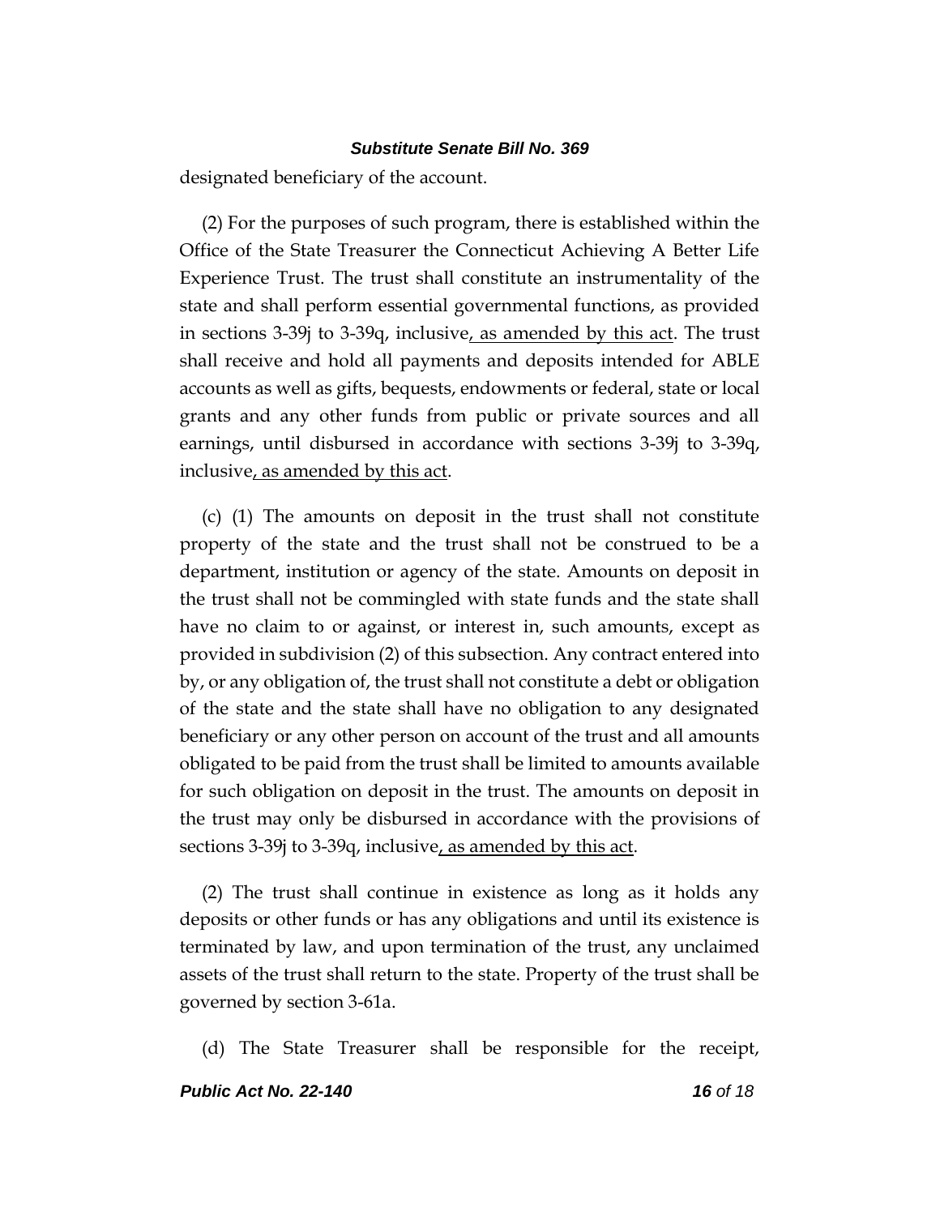designated beneficiary of the account.

(2) For the purposes of such program, there is established within the Office of the State Treasurer the Connecticut Achieving A Better Life Experience Trust. The trust shall constitute an instrumentality of the state and shall perform essential governmental functions, as provided in sections 3-39j to 3-39q, inclusive, as amended by this act. The trust shall receive and hold all payments and deposits intended for ABLE accounts as well as gifts, bequests, endowments or federal, state or local grants and any other funds from public or private sources and all earnings, until disbursed in accordance with sections 3-39j to 3-39q, inclusive, as amended by this act.

(c) (1) The amounts on deposit in the trust shall not constitute property of the state and the trust shall not be construed to be a department, institution or agency of the state. Amounts on deposit in the trust shall not be commingled with state funds and the state shall have no claim to or against, or interest in, such amounts, except as provided in subdivision (2) of this subsection. Any contract entered into by, or any obligation of, the trust shall not constitute a debt or obligation of the state and the state shall have no obligation to any designated beneficiary or any other person on account of the trust and all amounts obligated to be paid from the trust shall be limited to amounts available for such obligation on deposit in the trust. The amounts on deposit in the trust may only be disbursed in accordance with the provisions of sections 3-39j to 3-39q, inclusive, as amended by this act.

(2) The trust shall continue in existence as long as it holds any deposits or other funds or has any obligations and until its existence is terminated by law, and upon termination of the trust, any unclaimed assets of the trust shall return to the state. Property of the trust shall be governed by section 3-61a.

(d) The State Treasurer shall be responsible for the receipt,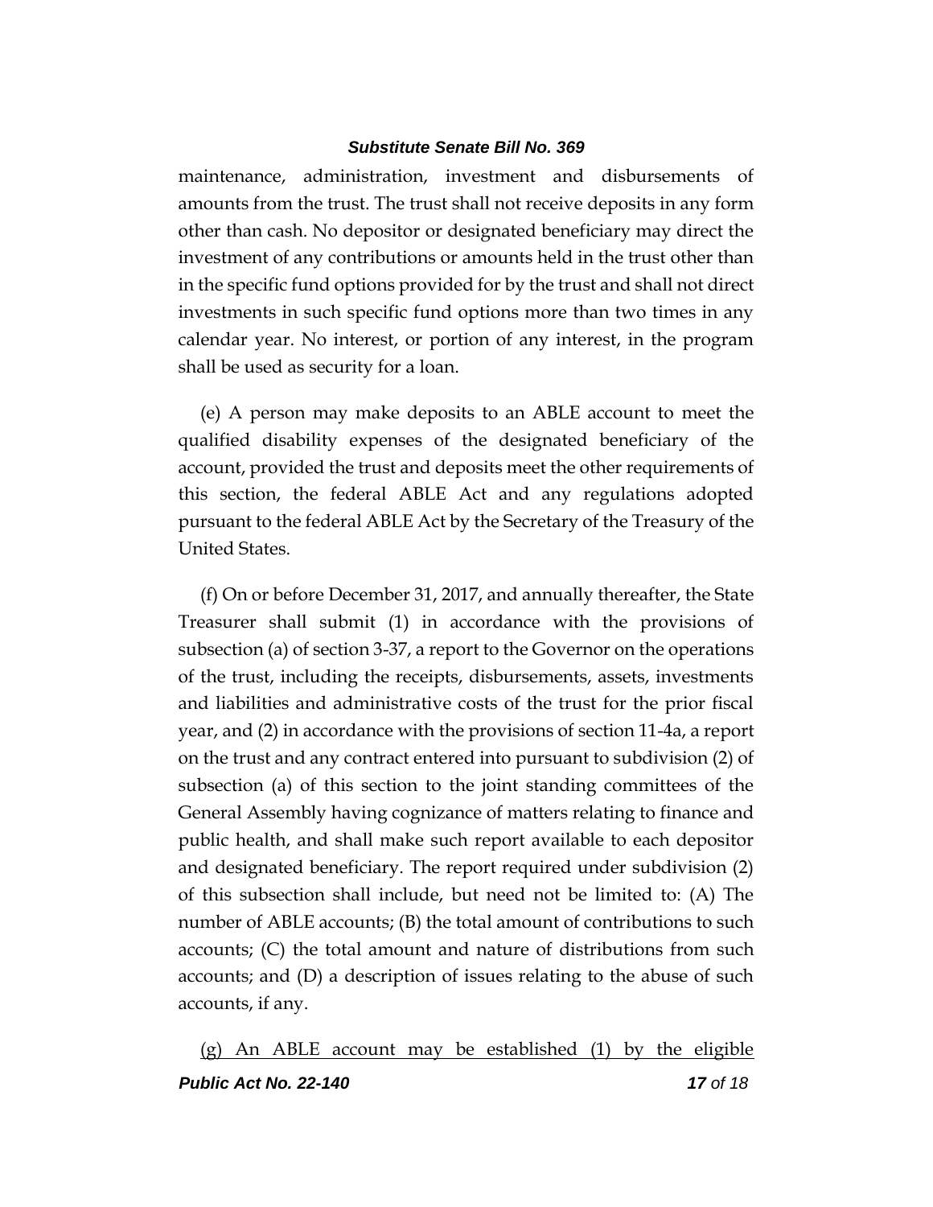maintenance, administration, investment and disbursements of amounts from the trust. The trust shall not receive deposits in any form other than cash. No depositor or designated beneficiary may direct the investment of any contributions or amounts held in the trust other than in the specific fund options provided for by the trust and shall not direct investments in such specific fund options more than two times in any calendar year. No interest, or portion of any interest, in the program shall be used as security for a loan.

(e) A person may make deposits to an ABLE account to meet the qualified disability expenses of the designated beneficiary of the account, provided the trust and deposits meet the other requirements of this section, the federal ABLE Act and any regulations adopted pursuant to the federal ABLE Act by the Secretary of the Treasury of the United States.

(f) On or before December 31, 2017, and annually thereafter, the State Treasurer shall submit (1) in accordance with the provisions of subsection (a) of section 3-37, a report to the Governor on the operations of the trust, including the receipts, disbursements, assets, investments and liabilities and administrative costs of the trust for the prior fiscal year, and (2) in accordance with the provisions of section 11-4a, a report on the trust and any contract entered into pursuant to subdivision (2) of subsection (a) of this section to the joint standing committees of the General Assembly having cognizance of matters relating to finance and public health, and shall make such report available to each depositor and designated beneficiary. The report required under subdivision (2) of this subsection shall include, but need not be limited to: (A) The number of ABLE accounts; (B) the total amount of contributions to such accounts; (C) the total amount and nature of distributions from such accounts; and (D) a description of issues relating to the abuse of such accounts, if any.

<u>(g) An ABLE account may be established (1) by the eligible</u>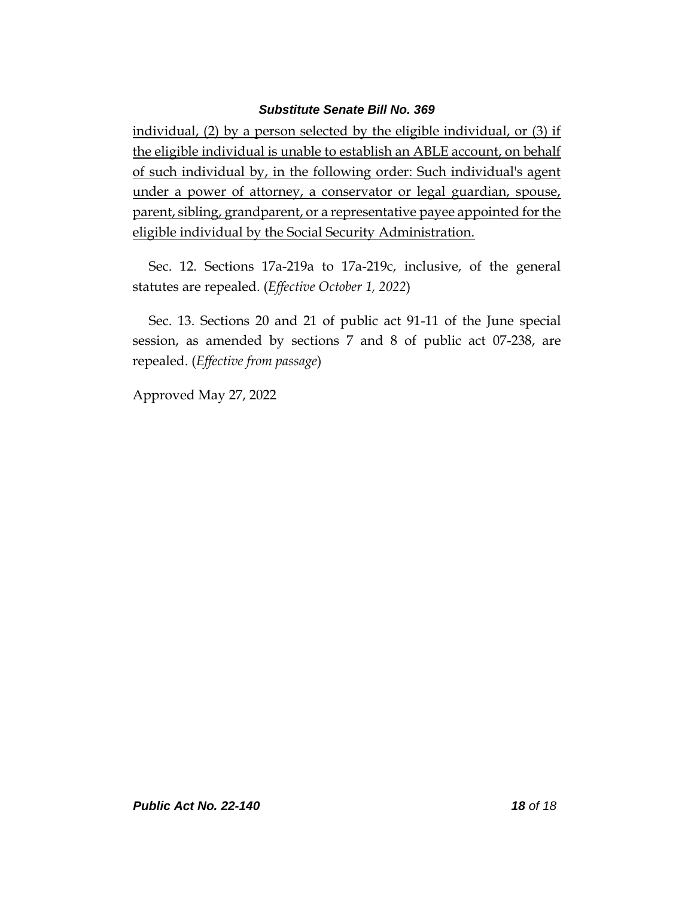individual, (2) by a person selected by the eligible individual, or (3) if the eligible individual is unable to establish an ABLE account, on behalf of such individual by, in the following order: Such individual's agent under a power of attorney, a conservator or legal guardian, spouse, parent, sibling, grandparent, or a representative payee appointed for the eligible individual by the Social Security Administration.

Sec. 12. Sections 17a-219a to 17a-219c, inclusive, of the general statutes are repealed. (*Effective October 1, 2022*)

Sec. 13. Sections 20 and 21 of public act 91-11 of the June special session, as amended by sections 7 and 8 of public act 07-238, are repealed. (*Effective from passage*)

Approved May 27, 2022